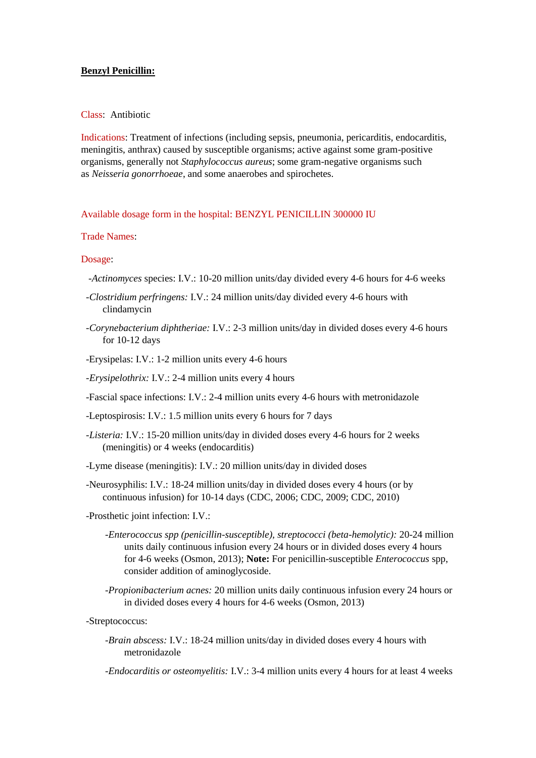**Benzyl Penicillin:**

Class: Antibiotic

Indications: Treatment of infections (including sepsis, pneumonia, pericarditis, endocarditis, meningitis, anthrax) caused by susceptible organisms; active against some gram-positive organisms, generally not *Staphylococcus aureus*; some gram-negative organisms such as *Neisseria gonorrhoeae*, and some anaerobes and spirochetes.

Available dosage form in the hospital: BENZYL PENICILLIN 300000 IU

Trade Names:

Dosage:

- *Actinomyces* species: I.V.: 10-20 million units/day divided every 4-6 hours for 4-6 weeks
- *Clostridium perfringens:* I.V.: 24 million units/day divided every 4-6 hours with clindamycin
- *Corynebacterium diphtheriae:* I.V.: 2-3 million units/day in divided doses every 4-6 hours for 10-12 days
- Erysipelas: I.V.: 1-2 million units every 4-6 hours
- *Erysipelothrix:* I.V.: 2-4 million units every 4 hours
- Fascial space infections: I.V.: 2-4 million units every 4-6 hours with metronidazole
- Leptospirosis: I.V.: 1.5 million units every 6 hours for 7 days
- *Listeria:* I.V.: 15-20 million units/day in divided doses every 4-6 hours for 2 weeks (meningitis) or 4 weeks (endocarditis)
- Lyme disease (meningitis): I.V.: 20 million units/day in divided doses
- Neurosyphilis: I.V.: 18-24 million units/day in divided doses every 4 hours (or by continuous infusion) for 10-14 days (CDC, 2006; CDC, 2009; CDC, 2010)
- Prosthetic joint infection: I.V.:
  - *Enterococcus spp (penicillin-susceptible), streptococci (beta-hemolytic):* 20-24 million units daily continuous infusion every 24 hours or in divided doses every 4 hours for 4-6 weeks (Osmon, 2013); **Note:** For penicillin-susceptible *Enterococcus* spp, consider addition of aminoglycoside.
  - *Propionibacterium acnes:* 20 million units daily continuous infusion every 24 hours or in divided doses every 4 hours for 4-6 weeks (Osmon, 2013)
- Streptococcus:
  - *Brain abscess:* I.V.: 18-24 million units/day in divided doses every 4 hours with metronidazole
  - *Endocarditis or osteomyelitis:* I.V.: 3-4 million units every 4 hours for at least 4 weeks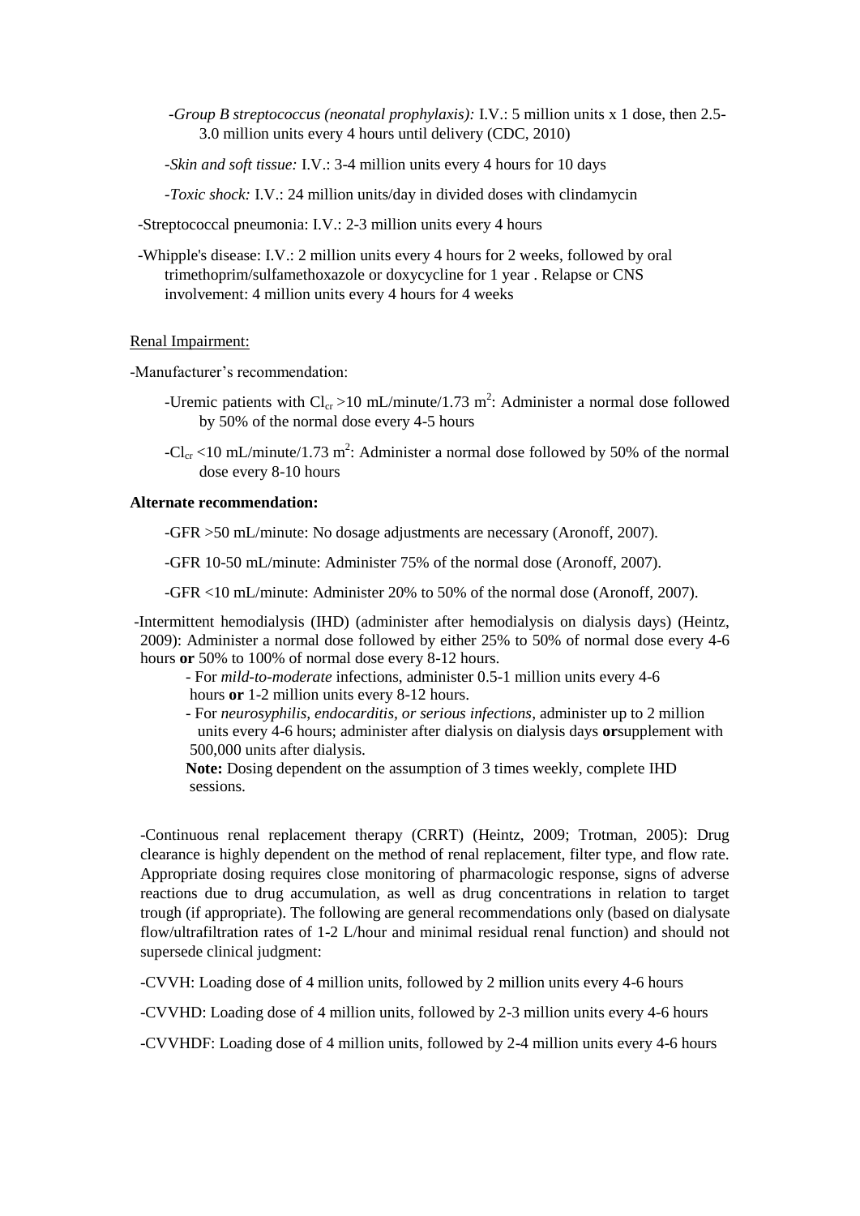-*Group B streptococcus (neonatal prophylaxis):* I.V.: 5 million units x 1 dose, then 2.5-3.0 million units every 4 hours until delivery (CDC, 2010)

-*Skin and soft tissue:* I.V.: 3-4 million units every 4 hours for 10 days

-*Toxic shock:* I.V.: 24 million units/day in divided doses with clindamycin

-Streptococcal pneumonia: I.V.: 2-3 million units every 4 hours

-Whipple's disease: I.V.: 2 million units every 4 hours for 2 weeks, followed by oral trimethoprim/sulfamethoxazole or doxycycline for 1 year . Relapse or CNS involvement: 4 million units every 4 hours for 4 weeks

Renal Impairment:

-Manufacturer's recommendation:

-Uremic patients with $Cl_{cr}$ >10 mL/minute/1.73 $m^2$: Administer a normal dose followed by 50% of the normal dose every 4-5 hours

-$Cl_{cr}$ <10 mL/minute/1.73 $m^2$: Administer a normal dose followed by 50% of the normal dose every 8-10 hours

**Alternate recommendation:**

-GFR >50 mL/minute: No dosage adjustments are necessary (Aronoff, 2007).

-GFR 10-50 mL/minute: Administer 75% of the normal dose (Aronoff, 2007).

-GFR <10 mL/minute: Administer 20% to 50% of the normal dose (Aronoff, 2007).

-Intermittent hemodialysis (IHD) (administer after hemodialysis on dialysis days) (Heintz, 2009): Administer a normal dose followed by either 25% to 50% of normal dose every 4-6 hours **or** 50% to 100% of normal dose every 8-12 hours.

- For *mild-to-moderate* infections, administer 0.5-1 million units every 4-6 hours **or** 1-2 million units every 8-12 hours.
- For *neurosyphilis, endocarditis, or serious infections*, administer up to 2 million units every 4-6 hours; administer after dialysis on dialysis days **or**supplement with 500,000 units after dialysis.

**Note:** Dosing dependent on the assumption of 3 times weekly, complete IHD sessions.

-Continuous renal replacement therapy (CRRT) (Heintz, 2009; Trotman, 2005): Drug clearance is highly dependent on the method of renal replacement, filter type, and flow rate. Appropriate dosing requires close monitoring of pharmacologic response, signs of adverse reactions due to drug accumulation, as well as drug concentrations in relation to target trough (if appropriate). The following are general recommendations only (based on dialysate flow/ultrafiltration rates of 1-2 L/hour and minimal residual renal function) and should not supersede clinical judgment:

-CVVH: Loading dose of 4 million units, followed by 2 million units every 4-6 hours

-CVVHD: Loading dose of 4 million units, followed by 2-3 million units every 4-6 hours

-CVVHDF: Loading dose of 4 million units, followed by 2-4 million units every 4-6 hours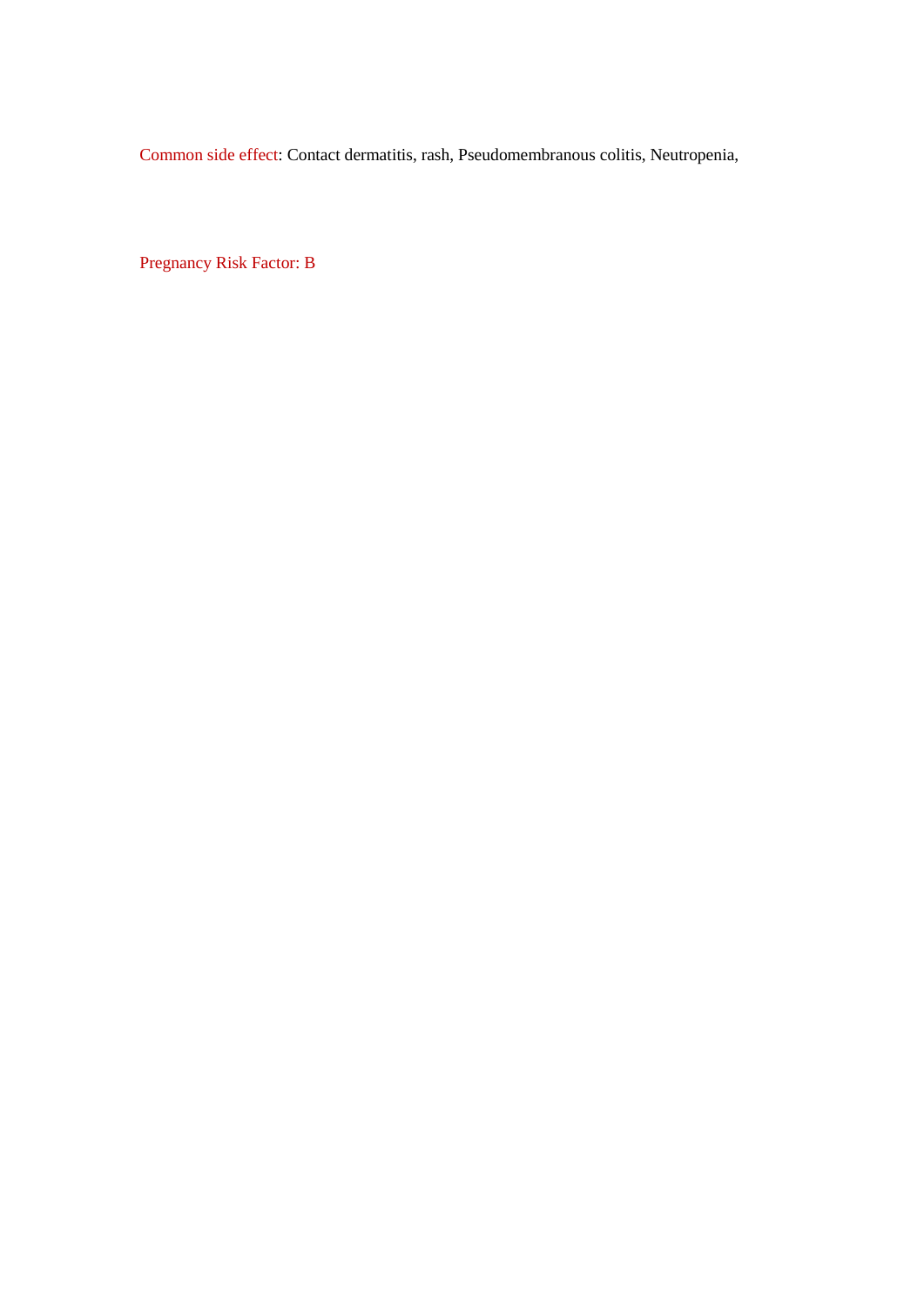Common side effect: Contact dermatitis, rash, Pseudomembranous colitis, Neutropenia,

Pregnancy Risk Factor: B